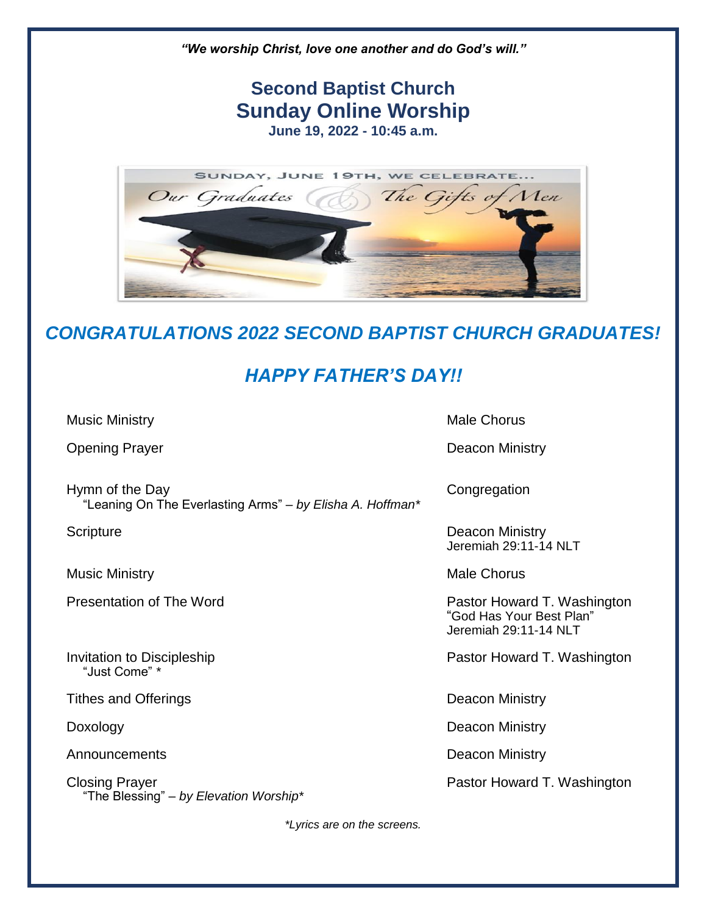*"We worship Christ, love one another and do God's will."*

# Second Baptist Church
# Sunday Online Worship

**June 19, 2022 - 10:45 a.m.**

SUNDAY, JUNE 19TH, WE CELEBRATE...

Our Graduates & The Gifts of Men

## *CONGRATULATIONS 2022 SECOND BAPTIST CHURCH GRADUATES!*

## *HAPPY FATHER'S DAY!!*

| | |
|---|---|
| Music Ministry | Male Chorus |
| Opening Prayer | Deacon Ministry |
| Hymn of the Day<br>"Leaning On The Everlasting Arms" – *by Elisha A. Hoffman** | Congregation |
| Scripture | Deacon Ministry<br>Jeremiah 29:11-14 NLT |
| Music Ministry | Male Chorus |
| Presentation of The Word | Pastor Howard T. Washington<br>"God Has Your Best Plan"<br>Jeremiah 29:11-14 NLT |
| Invitation to Discipleship<br>"Just Come" * | Pastor Howard T. Washington |
| Tithes and Offerings | Deacon Ministry |
| Doxology | Deacon Ministry |
| Announcements | Deacon Ministry |
| Closing Prayer<br>"The Blessing" – *by Elevation Worship** | Pastor Howard T. Washington |

**Lyrics are on the screens.*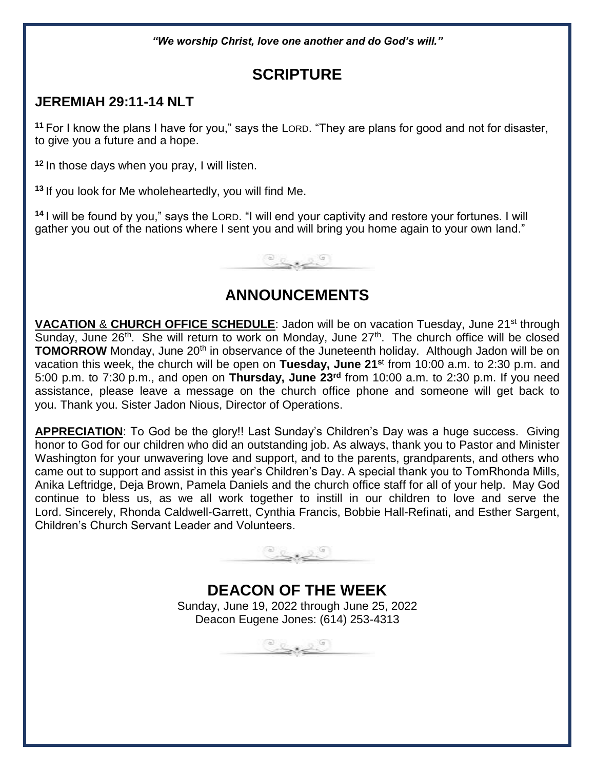*"We worship Christ, love one another and do God's will."*

# SCRIPTURE

## JEREMIAH 29:11-14 NLT

[11] For I know the plans I have for you," says the LORD. "They are plans for good and not for disaster, to give you a future and a hope.

[12] In those days when you pray, I will listen.

[13] If you look for Me wholeheartedly, you will find Me.

[14] I will be found by you," says the LORD. "I will end your captivity and restore your fortunes. I will gather you out of the nations where I sent you and will bring you home again to your own land."

# ANNOUNCEMENTS

**VACATION & CHURCH OFFICE SCHEDULE**: Jadon will be on vacation Tuesday, June 21st through Sunday, June 26th. She will return to work on Monday, June 27th. The church office will be closed **TOMORROW** Monday, June 20th in observance of the Juneteenth holiday. Although Jadon will be on vacation this week, the church will be open on **Tuesday, June 21st** from 10:00 a.m. to 2:30 p.m. and 5:00 p.m. to 7:30 p.m., and open on **Thursday, June 23rd** from 10:00 a.m. to 2:30 p.m. If you need assistance, please leave a message on the church office phone and someone will get back to you. Thank you. Sister Jadon Nious, Director of Operations.

**APPRECIATION**: To God be the glory!! Last Sunday's Children's Day was a huge success. Giving honor to God for our children who did an outstanding job. As always, thank you to Pastor and Minister Washington for your unwavering love and support, and to the parents, grandparents, and others who came out to support and assist in this year's Children's Day. A special thank you to TomRhonda Mills, Anika Leftridge, Deja Brown, Pamela Daniels and the church office staff for all of your help. May God continue to bless us, as we all work together to instill in our children to love and serve the Lord. Sincerely, Rhonda Caldwell-Garrett, Cynthia Francis, Bobbie Hall-Refinati, and Esther Sargent, Children's Church Servant Leader and Volunteers.

# DEACON OF THE WEEK

Sunday, June 19, 2022 through June 25, 2022

Deacon Eugene Jones: (614) 253-4313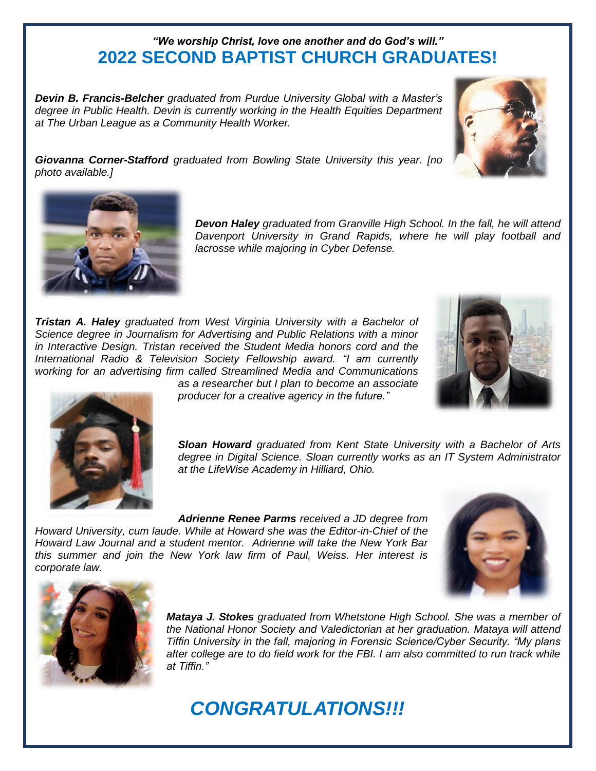*"We worship Christ, love one another and do God's will."*

# 2022 SECOND BAPTIST CHURCH GRADUATES!

***Devin B. Francis-Belcher*** *graduated from Purdue University Global with a Master's degree in Public Health. Devin is currently working in the Health Equities Department at The Urban League as a Community Health Worker.*

***Giovanna Corner-Stafford*** *graduated from Bowling State University this year. [no photo available.]*

***Devon Haley*** *graduated from Granville High School. In the fall, he will attend Davenport University in Grand Rapids, where he will play football and lacrosse while majoring in Cyber Defense.*

***Tristan A. Haley*** *graduated from West Virginia University with a Bachelor of Science degree in Journalism for Advertising and Public Relations with a minor in Interactive Design. Tristan received the Student Media honors cord and the International Radio & Television Society Fellowship award. "I am currently working for an advertising firm called Streamlined Media and Communications as a researcher but I plan to become an associate producer for a creative agency in the future."*

***Sloan Howard*** *graduated from Kent State University with a Bachelor of Arts degree in Digital Science. Sloan currently works as an IT System Administrator at the LifeWise Academy in Hilliard, Ohio.*

***Adrienne Renee Parms*** *received a JD degree from Howard University, cum laude. While at Howard she was the Editor-in-Chief of the Howard Law Journal and a student mentor. Adrienne will take the New York Bar this summer and join the New York law firm of Paul, Weiss. Her interest is corporate law.*

***Mataya J. Stokes*** *graduated from Whetstone High School. She was a member of the National Honor Society and Valedictorian at her graduation. Mataya will attend Tiffin University in the fall, majoring in Forensic Science/Cyber Security. "My plans after college are to do field work for the FBI. I am also committed to run track while at Tiffin."*

## *CONGRATULATIONS!!!*